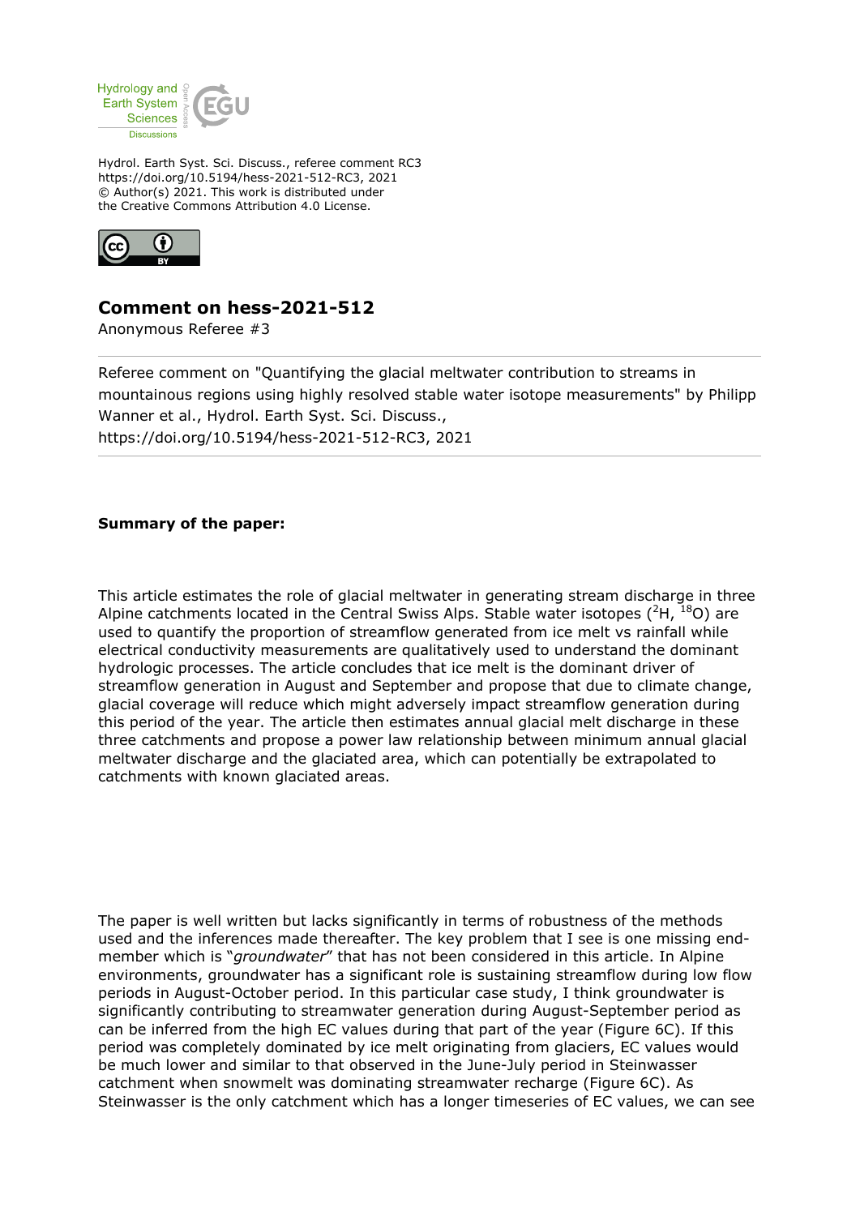Hydrol. Earth Syst. Sci. Discuss., referee comment RC3
https://doi.org/10.5194/hess-2021-512-RC3, 2021
© Author(s) 2021. This work is distributed under
the Creative Commons Attribution 4.0 License.

## Comment on hess-2021-512

Anonymous Referee #3

---

Referee comment on "Quantifying the glacial meltwater contribution to streams in mountainous regions using highly resolved stable water isotope measurements" by Philipp Wanner et al., Hydrol. Earth Syst. Sci. Discuss., https://doi.org/10.5194/hess-2021-512-RC3, 2021

---

**Summary of the paper:**

This article estimates the role of glacial meltwater in generating stream discharge in three Alpine catchments located in the Central Swiss Alps. Stable water isotopes ($^{2}H$, $^{18}O$) are used to quantify the proportion of streamflow generated from ice melt vs rainfall while electrical conductivity measurements are qualitatively used to understand the dominant hydrologic processes. The article concludes that ice melt is the dominant driver of streamflow generation in August and September and propose that due to climate change, glacial coverage will reduce which might adversely impact streamflow generation during this period of the year. The article then estimates annual glacial melt discharge in these three catchments and propose a power law relationship between minimum annual glacial meltwater discharge and the glaciated area, which can potentially be extrapolated to catchments with known glaciated areas.

The paper is well written but lacks significantly in terms of robustness of the methods used and the inferences made thereafter. The key problem that I see is one missing end-member which is "*groundwater*" that has not been considered in this article. In Alpine environments, groundwater has a significant role is sustaining streamflow during low flow periods in August-October period. In this particular case study, I think groundwater is significantly contributing to streamwater generation during August-September period as can be inferred from the high EC values during that part of the year (Figure 6C). If this period was completely dominated by ice melt originating from glaciers, EC values would be much lower and similar to that observed in the June-July period in Steinwasser catchment when snowmelt was dominating streamwater recharge (Figure 6C). As Steinwasser is the only catchment which has a longer timeseries of EC values, we can see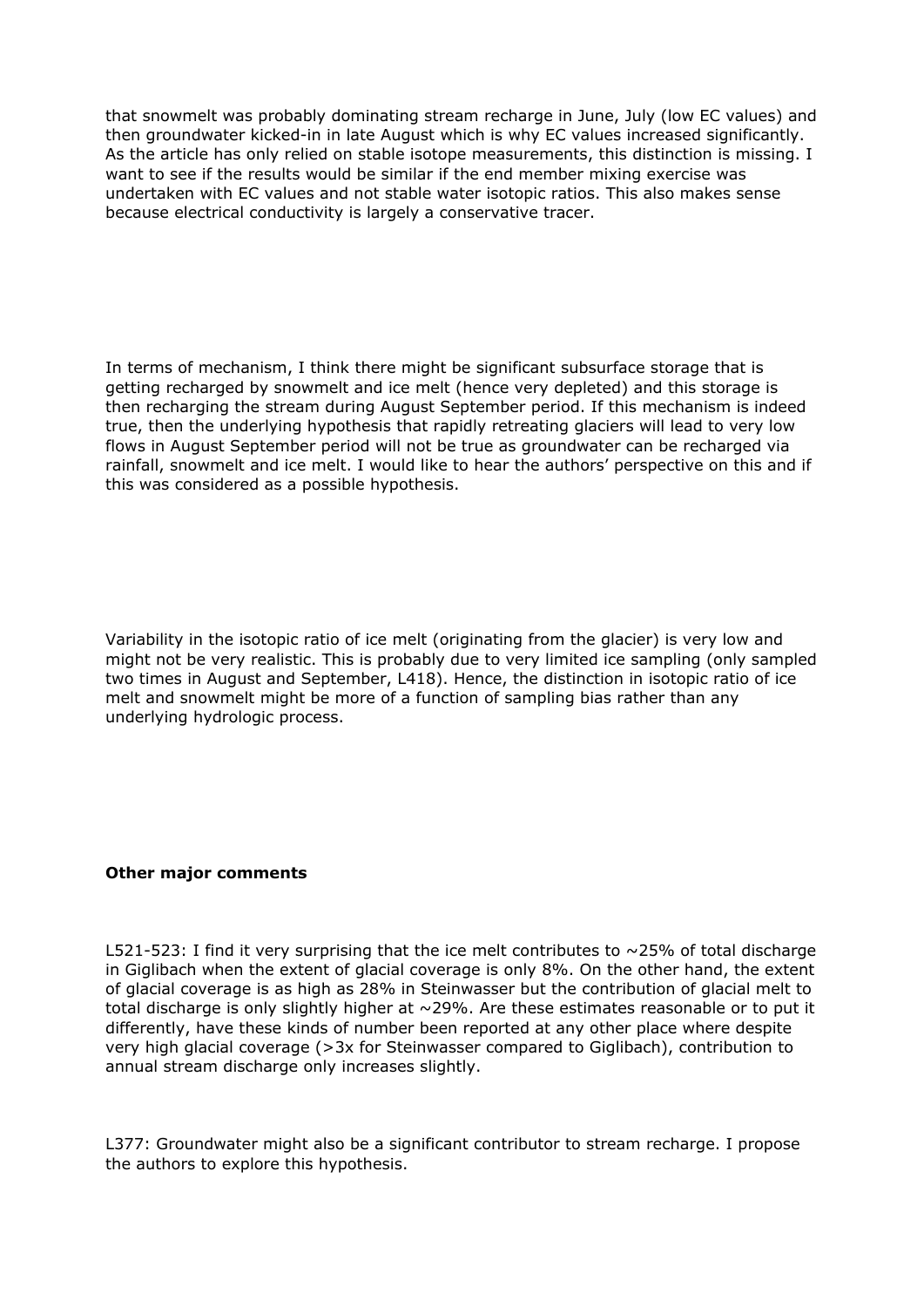that snowmelt was probably dominating stream recharge in June, July (low EC values) and then groundwater kicked-in in late August which is why EC values increased significantly. As the article has only relied on stable isotope measurements, this distinction is missing. I want to see if the results would be similar if the end member mixing exercise was undertaken with EC values and not stable water isotopic ratios. This also makes sense because electrical conductivity is largely a conservative tracer.

In terms of mechanism, I think there might be significant subsurface storage that is getting recharged by snowmelt and ice melt (hence very depleted) and this storage is then recharging the stream during August September period. If this mechanism is indeed true, then the underlying hypothesis that rapidly retreating glaciers will lead to very low flows in August September period will not be true as groundwater can be recharged via rainfall, snowmelt and ice melt. I would like to hear the authors' perspective on this and if this was considered as a possible hypothesis.

Variability in the isotopic ratio of ice melt (originating from the glacier) is very low and might not be very realistic. This is probably due to very limited ice sampling (only sampled two times in August and September, L418). Hence, the distinction in isotopic ratio of ice melt and snowmelt might be more of a function of sampling bias rather than any underlying hydrologic process.

**Other major comments**

L521-523: I find it very surprising that the ice melt contributes to ~25% of total discharge in Giglibach when the extent of glacial coverage is only 8%. On the other hand, the extent of glacial coverage is as high as 28% in Steinwasser but the contribution of glacial melt to total discharge is only slightly higher at ~29%. Are these estimates reasonable or to put it differently, have these kinds of number been reported at any other place where despite very high glacial coverage (>3x for Steinwasser compared to Giglibach), contribution to annual stream discharge only increases slightly.

L377: Groundwater might also be a significant contributor to stream recharge. I propose the authors to explore this hypothesis.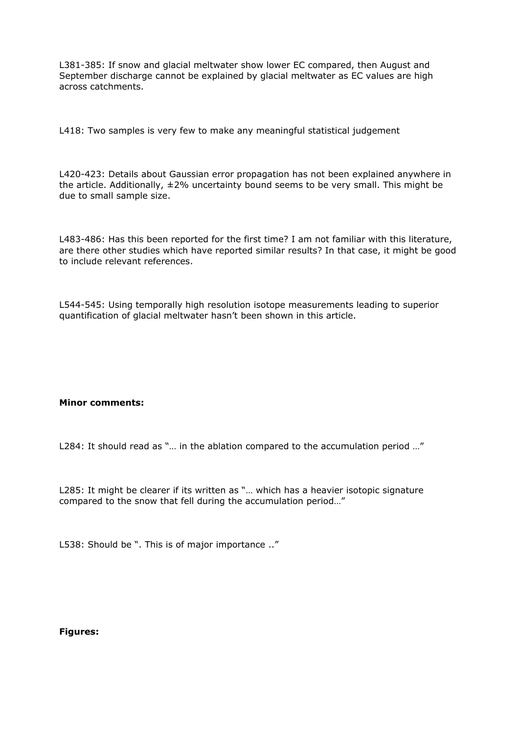L381-385: If snow and glacial meltwater show lower EC compared, then August and September discharge cannot be explained by glacial meltwater as EC values are high across catchments.

L418: Two samples is very few to make any meaningful statistical judgement

L420-423: Details about Gaussian error propagation has not been explained anywhere in the article. Additionally, ±2% uncertainty bound seems to be very small. This might be due to small sample size.

L483-486: Has this been reported for the first time? I am not familiar with this literature, are there other studies which have reported similar results? In that case, it might be good to include relevant references.

L544-545: Using temporally high resolution isotope measurements leading to superior quantification of glacial meltwater hasn't been shown in this article.

**Minor comments:**

L284: It should read as "… in the ablation compared to the accumulation period …"

L285: It might be clearer if its written as "… which has a heavier isotopic signature compared to the snow that fell during the accumulation period…"

L538: Should be ". This is of major importance .."

**Figures:**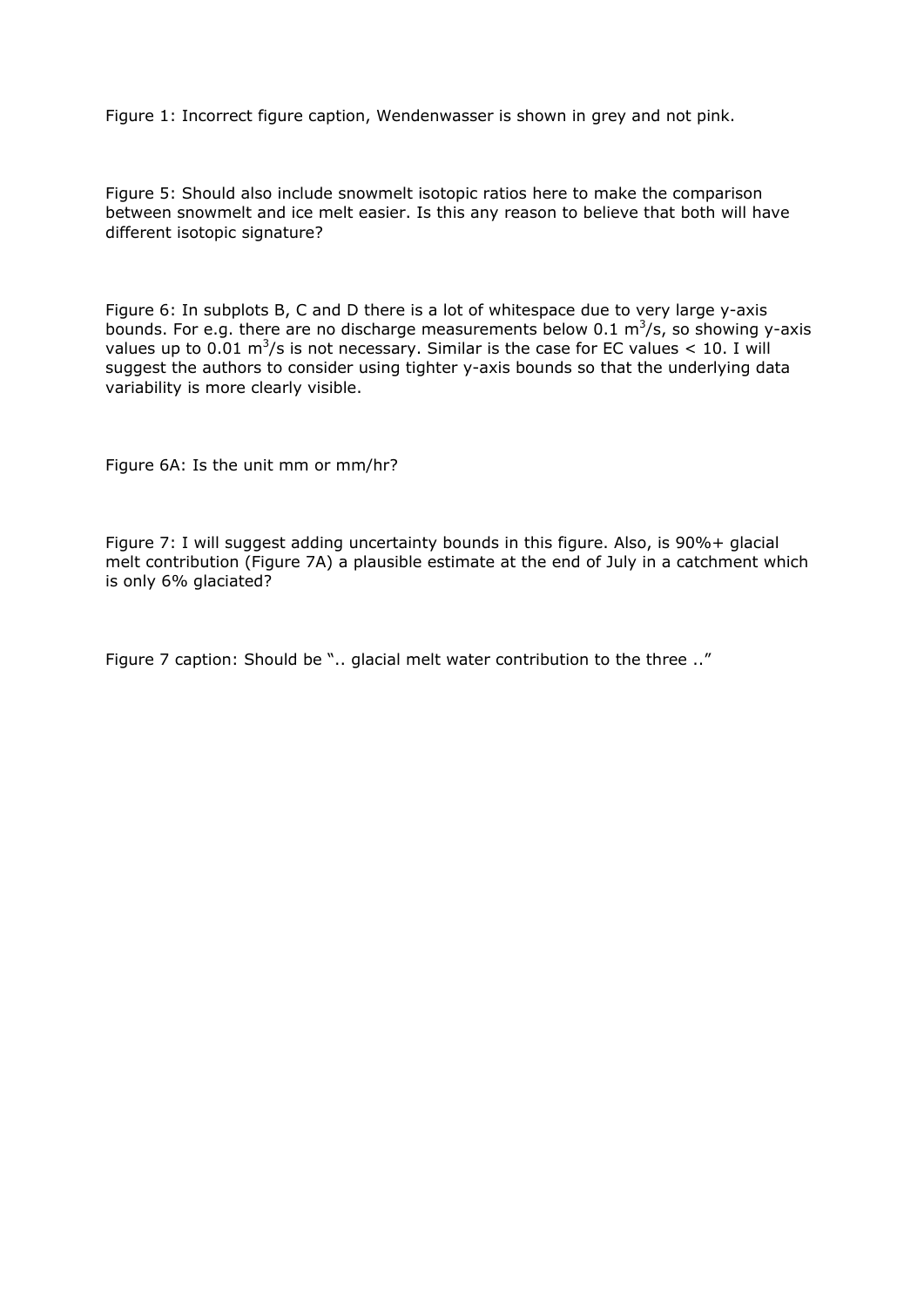Figure 1: Incorrect figure caption, Wendenwasser is shown in grey and not pink.

Figure 5: Should also include snowmelt isotopic ratios here to make the comparison between snowmelt and ice melt easier. Is this any reason to believe that both will have different isotopic signature?

Figure 6: In subplots B, C and D there is a lot of whitespace due to very large y-axis bounds. For e.g. there are no discharge measurements below 0.1 $m^3/s$, so showing y-axis values up to 0.01 $m^3/s$ is not necessary. Similar is the case for EC values < 10. I will suggest the authors to consider using tighter y-axis bounds so that the underlying data variability is more clearly visible.

Figure 6A: Is the unit mm or mm/hr?

Figure 7: I will suggest adding uncertainty bounds in this figure. Also, is 90%+ glacial melt contribution (Figure 7A) a plausible estimate at the end of July in a catchment which is only 6% glaciated?

Figure 7 caption: Should be ".. glacial melt water contribution to the three .."